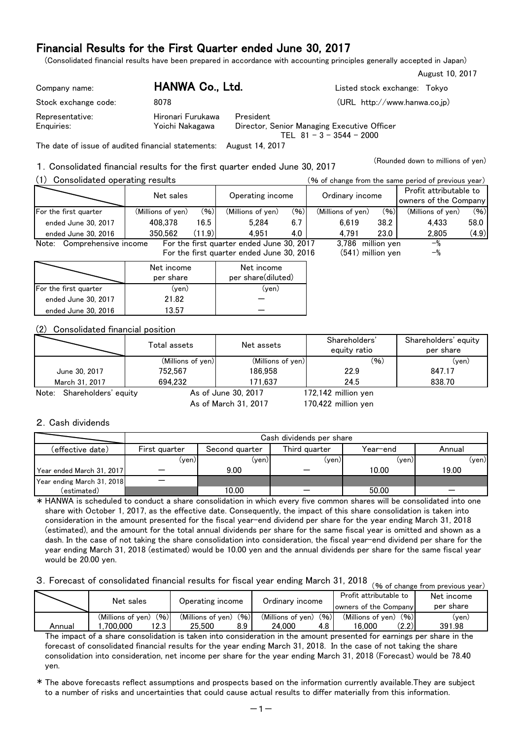# Financial Results for the First Quarter ended June 30, 2017

(Consolidated financial results have been prepared in accordance with accounting principles generally accepted in Japan)

August 10, 2017

Company name: **HANWA Co., Ltd.** Listed stock exchange: Tokyo

Stock exchange code: 8078 (URL http://www.hanwa.co.jp)

Representative: Hironari Furukawa President

Enquiries: Yoichi Nakagawa Director, Senior Managing Executive Officer TEL 81 – 3 – 3544 – 2000

The date of issue of audited financial statements: August 14, 2017

(Rounded down to millions of yen)

## 1. Consolidated financial results for the first quarter ended June 30, 2017

### (1) Consolidated operating results

(% of change from the same period of previous year)

| | Net sales | | Operating income | | Ordinary income | | Profit attributable to owners of the Company | |
|---|---|---|---|---|---|---|---|---|
| For the first quarter | (Millions of yen) | (%) | (Millions of yen) | (%) | (Millions of yen) | (%) | (Millions of yen) | (%) |
| ended June 30, 2017 | 408,378 | 16.5 | 5,284 | 6.7 | 6,619 | 38.2 | 4,433 | 58.0 |
| ended June 30, 2016 | 350,562 | (11.9) | 4,951 | 4.0 | 4,791 | 23.0 | 2,805 | (4.9) |

Note: Comprehensive income For the first quarter ended June 30, 2017 3,786 million yen –%
For the first quarter ended June 30, 2016 (541) million yen –%

| | Net income per share | Net income per share(diluted) |
|---|---|---|
| For the first quarter | (yen) | (yen) |
| ended June 30, 2017 | 21.82 | — |
| ended June 30, 2016 | 13.57 | — |

### (2) Consolidated financial position

| | Total assets | Net assets | Shareholders' equity ratio | Shareholders' equity per share |
|---|---|---|---|---|
| | (Millions of yen) | (Millions of yen) | (%) | (yen) |
| June 30, 2017 | 752,567 | 186,958 | 22.9 | 847.17 |
| March 31, 2017 | 694,232 | 171,637 | 24.5 | 838.70 |

Note: Shareholders' equity As of June 30, 2017 172,142 million yen
As of March 31, 2017 170,422 million yen

## 2. Cash dividends

| | Cash dividends per share | | | | |
|---|---|---|---|---|---|
| (effective date) | First quarter | Second quarter | Third quarter | Year-end | Annual |
| | (yen) | (yen) | (yen) | (yen) | (yen) |
| Year ended March 31, 2017 | — | 9.00 | — | 10.00 | 19.00 |
| Year ending March 31, 2018 | — | | | | |
| (estimated) | | 10.00 | — | 50.00 | — |

* HANWA is scheduled to conduct a share consolidation in which every five common shares will be consolidated into one share with October 1, 2017, as the effective date. Consequently, the impact of this share consolidation is taken into consideration in the amount presented for the fiscal year-end dividend per share for the year ending March 31, 2018 (estimated), and the amount for the total annual dividends per share for the same fiscal year is omitted and shown as a dash. In the case of not taking the share consolidation into consideration, the fiscal year-end dividend per share for the year ending March 31, 2018 (estimated) would be 10.00 yen and the annual dividends per share for the same fiscal year would be 20.00 yen.

## 3. Forecast of consolidated financial results for fiscal year ending March 31, 2018

(% of change from previous year)

| | Net sales | | Operating income | | Ordinary income | | Profit attributable to owners of the Company | | Net income per share |
|---|---|---|---|---|---|---|---|---|---|
| | (Millions of yen) | (%) | (Millions of yen) | (%) | (Millions of yen) | (%) | (Millions of yen) | (%) | (yen) |
| Annual | 1,700,000 | 12.3 | 25,500 | 8.9 | 24,000 | 4.8 | 16,000 | (2.2) | 391.98 |

The impact of a share consolidation is taken into consideration in the amount presented for earnings per share in the forecast of consolidated financial results for the year ending March 31, 2018. In the case of not taking the share consolidation into consideration, net income per share for the year ending March 31, 2018 (Forecast) would be 78.40 yen.

* The above forecasts reflect assumptions and prospects based on the information currently available.They are subject to a number of risks and uncertainties that could cause actual results to differ materially from this information.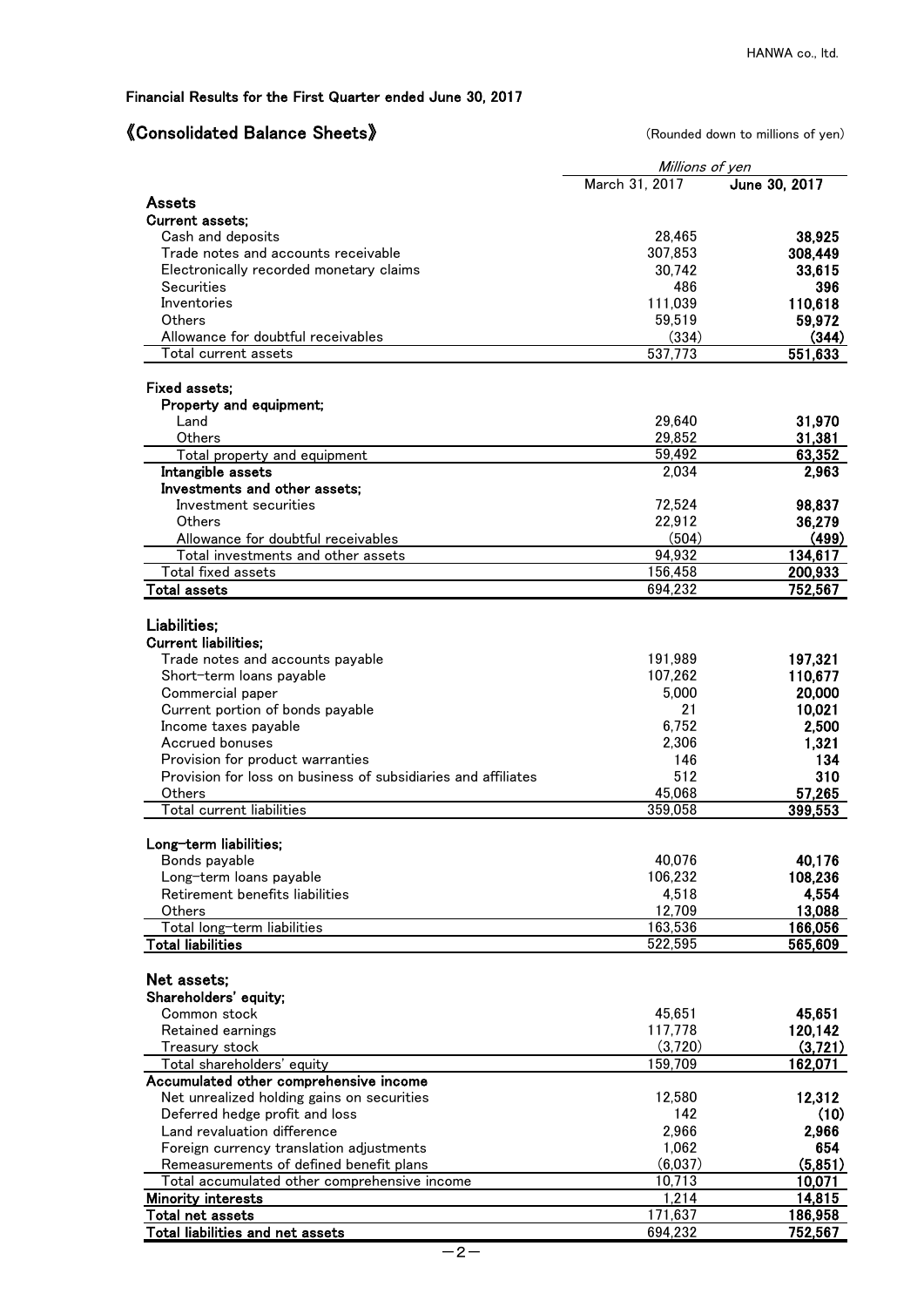Financial Results for the First Quarter ended June 30, 2017

## 《Consolidated Balance Sheets》

(Rounded down to millions of yen)

| | Millions of yen | |
|---|---|---|
| | March 31, 2017 | **June 30, 2017** |
| **Assets** | | |
| **Current assets;** | | |
| Cash and deposits | 28,465 | **38,925** |
| Trade notes and accounts receivable | 307,853 | **308,449** |
| Electronically recorded monetary claims | 30,742 | **33,615** |
| Securities | 486 | **396** |
| Inventories | 111,039 | **110,618** |
| Others | 59,519 | **59,972** |
| Allowance for doubtful receivables | (334) | **(344)** |
| Total current assets | 537,773 | **551,633** |
| **Fixed assets;** | | |
| **Property and equipment;** | | |
| Land | 29,640 | **31,970** |
| Others | 29,852 | **31,381** |
| Total property and equipment | 59,492 | **63,352** |
| **Intangible assets** | 2,034 | **2,963** |
| **Investments and other assets;** | | |
| Investment securities | 72,524 | **98,837** |
| Others | 22,912 | **36,279** |
| Allowance for doubtful receivables | (504) | **(499)** |
| Total investments and other assets | 94,932 | **134,617** |
| Total fixed assets | 156,458 | **200,933** |
| **Total assets** | 694,232 | **752,567** |
| **Liabilities;** | | |
| **Current liabilities;** | | |
| Trade notes and accounts payable | 191,989 | **197,321** |
| Short-term loans payable | 107,262 | **110,677** |
| Commercial paper | 5,000 | **20,000** |
| Current portion of bonds payable | 21 | **10,021** |
| Income taxes payable | 6,752 | **2,500** |
| Accrued bonuses | 2,306 | **1,321** |
| Provision for product warranties | 146 | **134** |
| Provision for loss on business of subsidiaries and affiliates | 512 | **310** |
| Others | 45,068 | **57,265** |
| Total current liabilities | 359,058 | **399,553** |
| **Long-term liabilities;** | | |
| Bonds payable | 40,076 | **40,176** |
| Long-term loans payable | 106,232 | **108,236** |
| Retirement benefits liabilities | 4,518 | **4,554** |
| Others | 12,709 | **13,088** |
| Total long-term liabilities | 163,536 | **166,056** |
| **Total liabilities** | 522,595 | **565,609** |
| **Net assets;** | | |
| **Shareholders' equity;** | | |
| Common stock | 45,651 | **45,651** |
| Retained earnings | 117,778 | **120,142** |
| Treasury stock | (3,720) | **(3,721)** |
| Total shareholders' equity | 159,709 | **162,071** |
| **Accumulated other comprehensive income** | | |
| Net unrealized holding gains on securities | 12,580 | **12,312** |
| Deferred hedge profit and loss | 142 | **(10)** |
| Land revaluation difference | 2,966 | **2,966** |
| Foreign currency translation adjustments | 1,062 | **654** |
| Remeasurements of defined benefit plans | (6,037) | **(5,851)** |
| Total accumulated other comprehensive income | 10,713 | **10,071** |
| **Minority interests** | 1,214 | **14,815** |
| **Total net assets** | 171,637 | **186,958** |
| **Total liabilities and net assets** | 694,232 | **752,567** |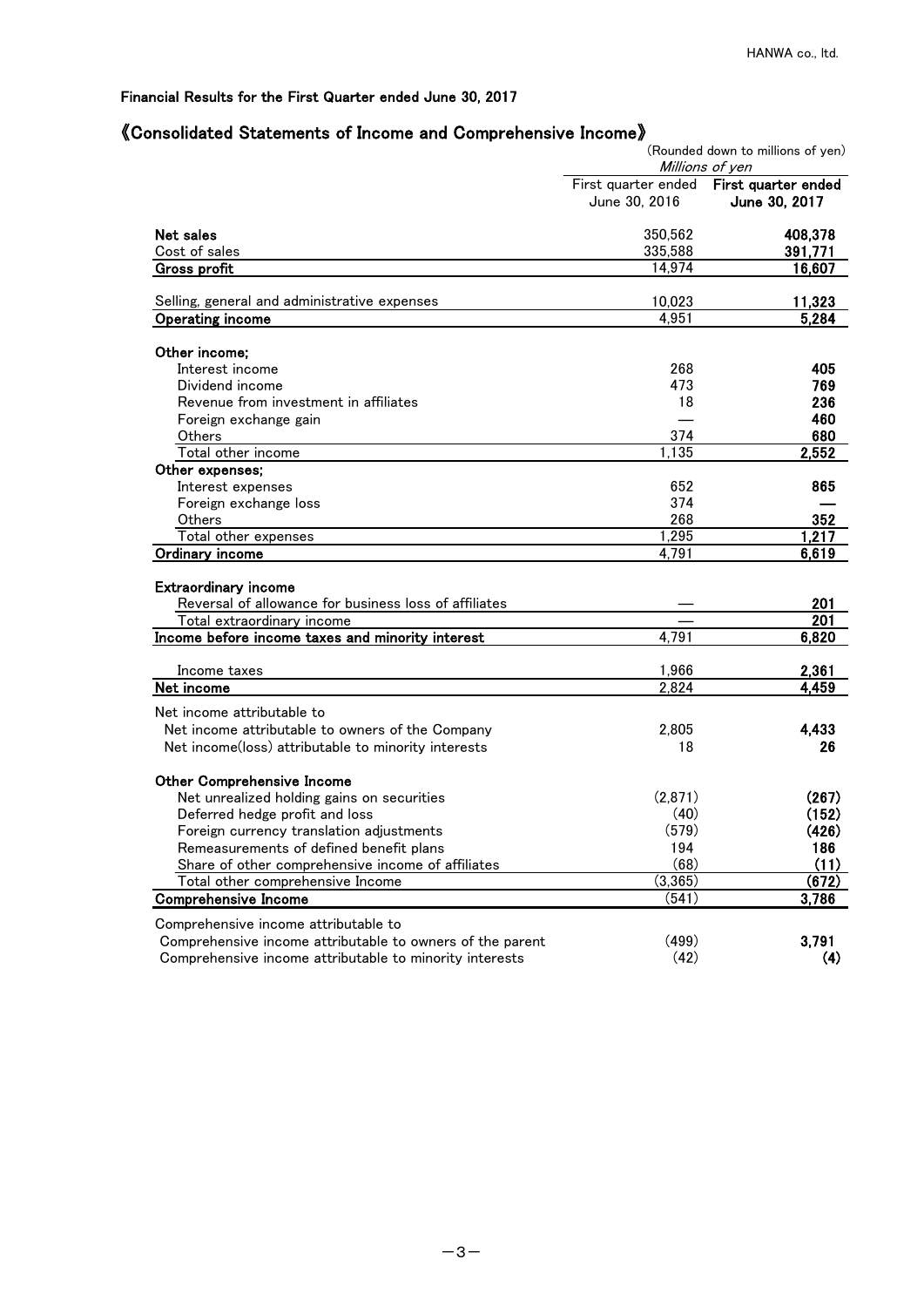Financial Results for the First Quarter ended June 30, 2017

## 《Consolidated Statements of Income and Comprehensive Income》

(Rounded down to millions of yen)

| | *Millions of yen* | |
|---|---|---|
| | First quarter ended June 30, 2016 | **First quarter ended June 30, 2017** |
| **Net sales** | 350,562 | **408,378** |
| Cost of sales | 335,588 | **391,771** |
| **Gross profit** | 14,974 | **16,607** |
| Selling, general and administrative expenses | 10,023 | **11,323** |
| **Operating income** | 4,951 | **5,284** |
| **Other income;** | | |
| Interest income | 268 | **405** |
| Dividend income | 473 | **769** |
| Revenue from investment in affiliates | 18 | **236** |
| Foreign exchange gain | — | **460** |
| Others | 374 | **680** |
| Total other income | 1,135 | **2,552** |
| **Other expenses;** | | |
| Interest expenses | 652 | **865** |
| Foreign exchange loss | 374 | **—** |
| Others | 268 | **352** |
| Total other expenses | 1,295 | **1,217** |
| **Ordinary income** | 4,791 | **6,619** |
| **Extraordinary income** | | |
| Reversal of allowance for business loss of affiliates | — | **201** |
| Total extraordinary income | — | **201** |
| **Income before income taxes and minority interest** | 4,791 | **6,820** |
| Income taxes | 1,966 | **2,361** |
| **Net income** | 2,824 | **4,459** |
| Net income attributable to | | |
| Net income attributable to owners of the Company | 2,805 | **4,433** |
| Net income(loss) attributable to minority interests | 18 | **26** |
| **Other Comprehensive Income** | | |
| Net unrealized holding gains on securities | (2,871) | **(267)** |
| Deferred hedge profit and loss | (40) | **(152)** |
| Foreign currency translation adjustments | (579) | **(426)** |
| Remeasurements of defined benefit plans | 194 | **186** |
| Share of other comprehensive income of affiliates | (68) | **(11)** |
| Total other comprehensive Income | (3,365) | **(672)** |
| **Comprehensive Income** | (541) | **3,786** |
| Comprehensive income attributable to | | |
| Comprehensive income attributable to owners of the parent | (499) | **3,791** |
| Comprehensive income attributable to minority interests | (42) | **(4)** |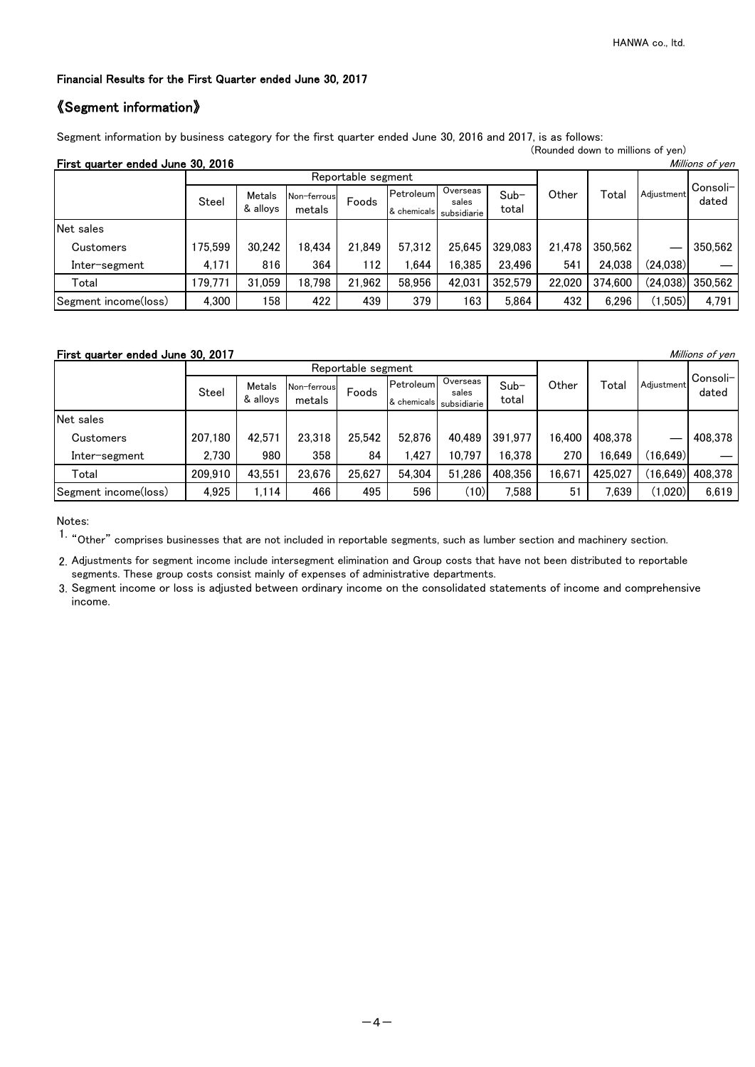Financial Results for the First Quarter ended June 30, 2017

## 《Segment information》

Segment information by business category for the first quarter ended June 30, 2016 and 2017, is as follows:

(Rounded down to millions of yen)

**First quarter ended June 30, 2016**

*Millions of yen*

| | Reportable segment | | | | | | | Other | Total | Adjustment | Consolidated |
|---|---|---|---|---|---|---|---|---|---|---|---|
| | Steel | Metals & alloys | Non-ferrous metals | Foods | Petroleum & chemicals | Overseas sales subsidiarie | Sub-total | | | | |
| Net sales | | | | | | | | | | | |
| Customers | 175,599 | 30,242 | 18,434 | 21,849 | 57,312 | 25,645 | 329,083 | 21,478 | 350,562 | — | 350,562 |
| Inter-segment | 4,171 | 816 | 364 | 112 | 1,644 | 16,385 | 23,496 | 541 | 24,038 | (24,038) | — |
| Total | 179,771 | 31,059 | 18,798 | 21,962 | 58,956 | 42,031 | 352,579 | 22,020 | 374,600 | (24,038) | 350,562 |
| Segment income(loss) | 4,300 | 158 | 422 | 439 | 379 | 163 | 5,864 | 432 | 6,296 | (1,505) | 4,791 |

**First quarter ended June 30, 2017**

*Millions of yen*

| | Reportable segment | | | | | | | Other | Total | Adjustment | Consolidated |
|---|---|---|---|---|---|---|---|---|---|---|---|
| | Steel | Metals & alloys | Non-ferrous metals | Foods | Petroleum & chemicals | Overseas sales subsidiarie | Sub-total | | | | |
| Net sales | | | | | | | | | | | |
| Customers | 207,180 | 42,571 | 23,318 | 25,542 | 52,876 | 40,489 | 391,977 | 16,400 | 408,378 | — | 408,378 |
| Inter-segment | 2,730 | 980 | 358 | 84 | 1,427 | 10,797 | 16,378 | 270 | 16,649 | (16,649) | — |
| Total | 209,910 | 43,551 | 23,676 | 25,627 | 54,304 | 51,286 | 408,356 | 16,671 | 425,027 | (16,649) | 408,378 |
| Segment income(loss) | 4,925 | 1,114 | 466 | 495 | 596 | (10) | 7,588 | 51 | 7,639 | (1,020) | 6,619 |

Notes:

1. "Other" comprises businesses that are not included in reportable segments, such as lumber section and machinery section.
2. Adjustments for segment income include intersegment elimination and Group costs that have not been distributed to reportable segments. These group costs consist mainly of expenses of administrative departments.
3. Segment income or loss is adjusted between ordinary income on the consolidated statements of income and comprehensive income.